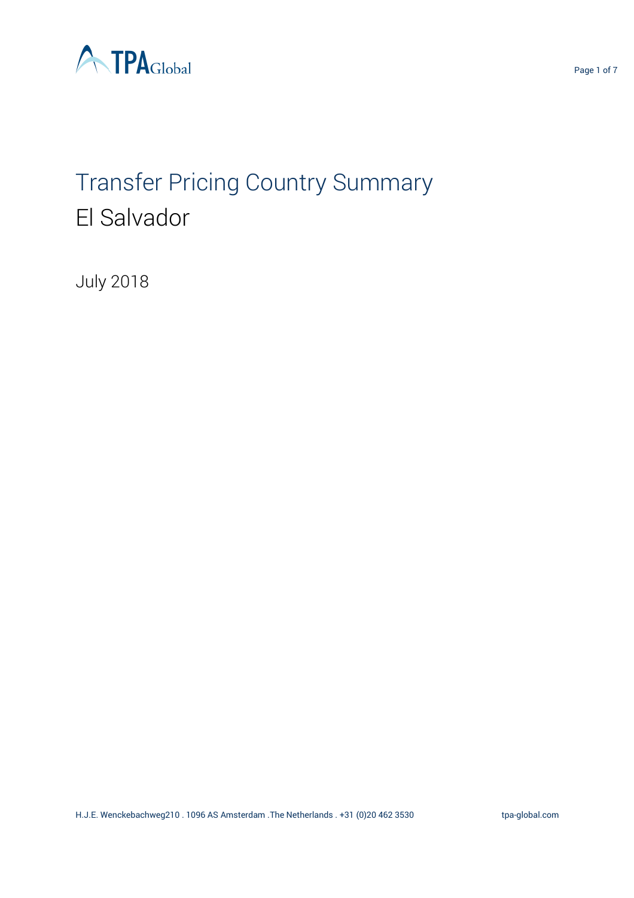# Transfer Pricing Country Summary

## El Salvador

July 2018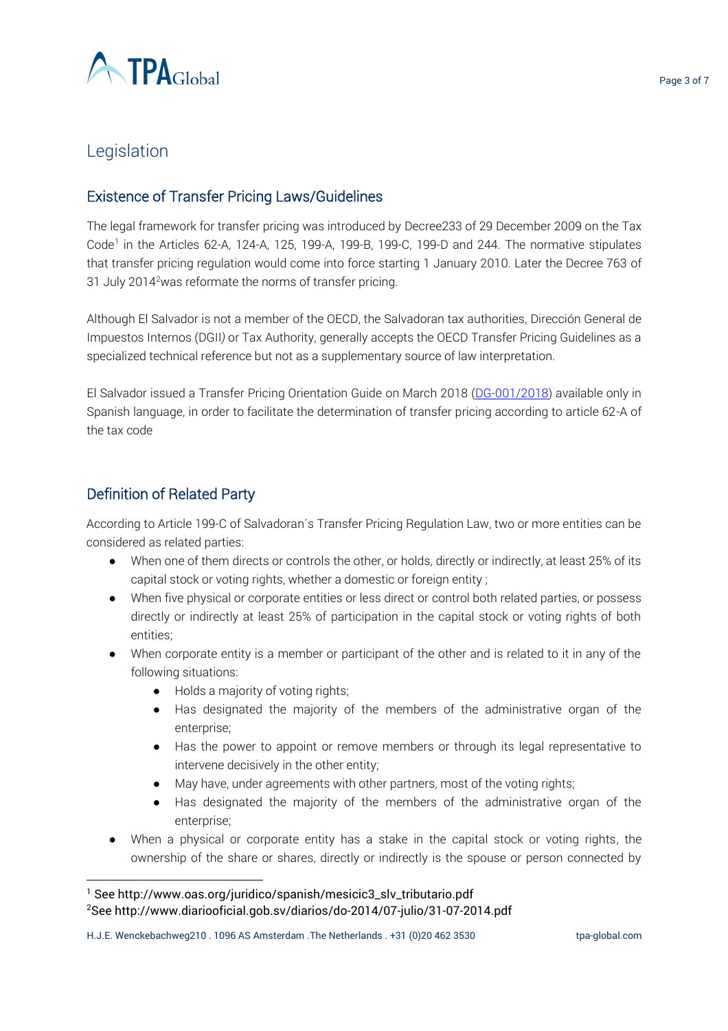# Legislation

## Existence of Transfer Pricing Laws/Guidelines

The legal framework for transfer pricing was introduced by Decree233 of 29 December 2009 on the Tax Code[1] in the Articles 62-A, 124-A, 125, 199-A, 199-B, 199-C, 199-D and 244. The normative stipulates that transfer pricing regulation would come into force starting 1 January 2010. Later the Decree 763 of 31 July 2014[2]was reformate the norms of transfer pricing.

Although El Salvador is not a member of the OECD, the Salvadoran tax authorities, Dirección General de Impuestos Internos (DGII) or Tax Authority, generally accepts the OECD Transfer Pricing Guidelines as a specialized technical reference but not as a supplementary source of law interpretation.

El Salvador issued a Transfer Pricing Orientation Guide on March 2018 (DG-001/2018) available only in Spanish language, in order to facilitate the determination of transfer pricing according to article 62-A of the tax code

## Definition of Related Party

According to Article 199-C of Salvadoran´s Transfer Pricing Regulation Law, two or more entities can be considered as related parties:

- When one of them directs or controls the other, or holds, directly or indirectly, at least 25% of its capital stock or voting rights, whether a domestic or foreign entity ;
- When five physical or corporate entities or less direct or control both related parties, or possess directly or indirectly at least 25% of participation in the capital stock or voting rights of both entities;
- When corporate entity is a member or participant of the other and is related to it in any of the following situations:
  - Holds a majority of voting rights;
  - Has designated the majority of the members of the administrative organ of the enterprise;
  - Has the power to appoint or remove members or through its legal representative to intervene decisively in the other entity;
  - May have, under agreements with other partners, most of the voting rights;
  - Has designated the majority of the members of the administrative organ of the enterprise;
- When a physical or corporate entity has a stake in the capital stock or voting rights, the ownership of the share or shares, directly or indirectly is the spouse or person connected by

[1] See http://www.oas.org/juridico/spanish/mesicic3_slv_tributario.pdf
[2]See http://www.diariooficial.gob.sv/diarios/do-2014/07-julio/31-07-2014.pdf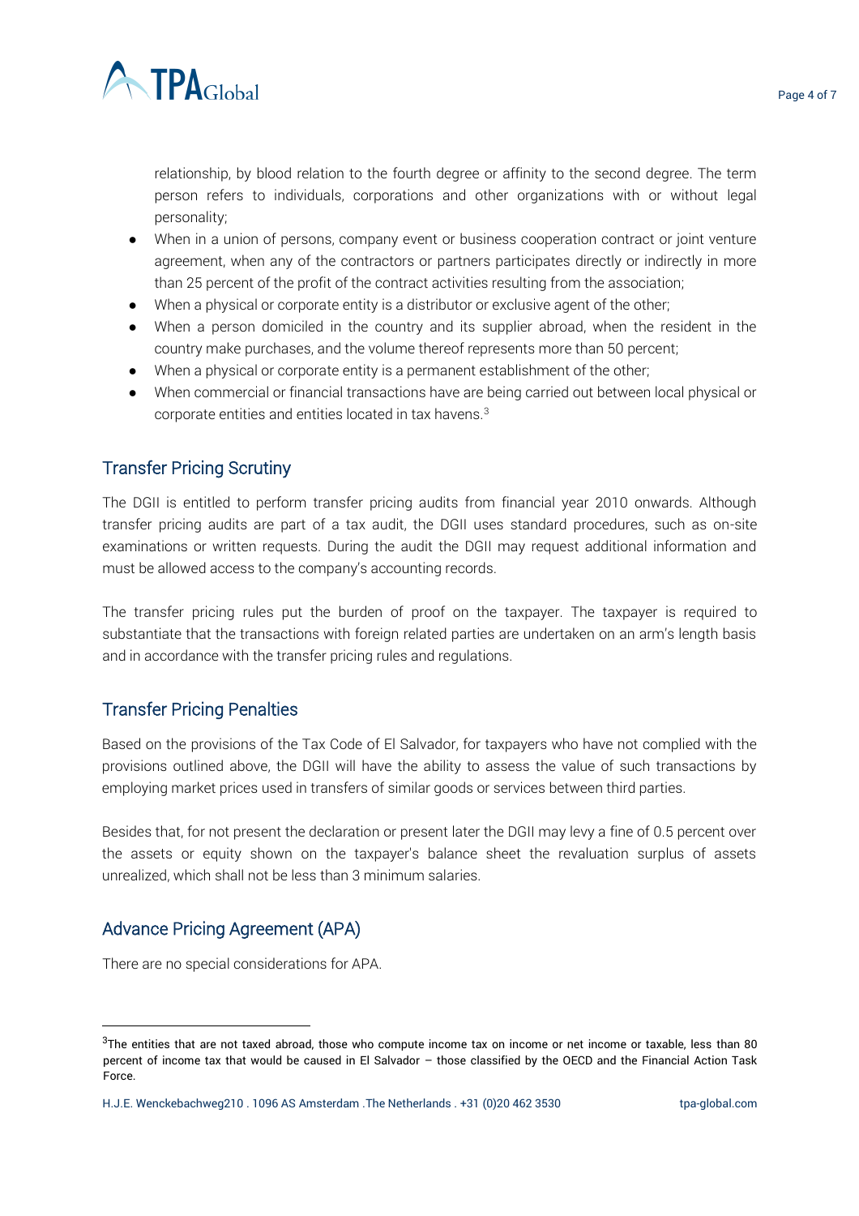relationship, by blood relation to the fourth degree or affinity to the second degree. The term person refers to individuals, corporations and other organizations with or without legal personality;

- When in a union of persons, company event or business cooperation contract or joint venture agreement, when any of the contractors or partners participates directly or indirectly in more than 25 percent of the profit of the contract activities resulting from the association;
- When a physical or corporate entity is a distributor or exclusive agent of the other;
- When a person domiciled in the country and its supplier abroad, when the resident in the country make purchases, and the volume thereof represents more than 50 percent;
- When a physical or corporate entity is a permanent establishment of the other;
- When commercial or financial transactions have are being carried out between local physical or corporate entities and entities located in tax havens.[3]

## Transfer Pricing Scrutiny

The DGII is entitled to perform transfer pricing audits from financial year 2010 onwards. Although transfer pricing audits are part of a tax audit, the DGII uses standard procedures, such as on-site examinations or written requests. During the audit the DGII may request additional information and must be allowed access to the company's accounting records.

The transfer pricing rules put the burden of proof on the taxpayer. The taxpayer is required to substantiate that the transactions with foreign related parties are undertaken on an arm's length basis and in accordance with the transfer pricing rules and regulations.

## Transfer Pricing Penalties

Based on the provisions of the Tax Code of El Salvador, for taxpayers who have not complied with the provisions outlined above, the DGII will have the ability to assess the value of such transactions by employing market prices used in transfers of similar goods or services between third parties.

Besides that, for not present the declaration or present later the DGII may levy a fine of 0.5 percent over the assets or equity shown on the taxpayer's balance sheet the revaluation surplus of assets unrealized, which shall not be less than 3 minimum salaries.

## Advance Pricing Agreement (APA)

There are no special considerations for APA.

---

[3] The entities that are not taxed abroad, those who compute income tax on income or net income or taxable, less than 80 percent of income tax that would be caused in El Salvador – those classified by the OECD and the Financial Action Task Force.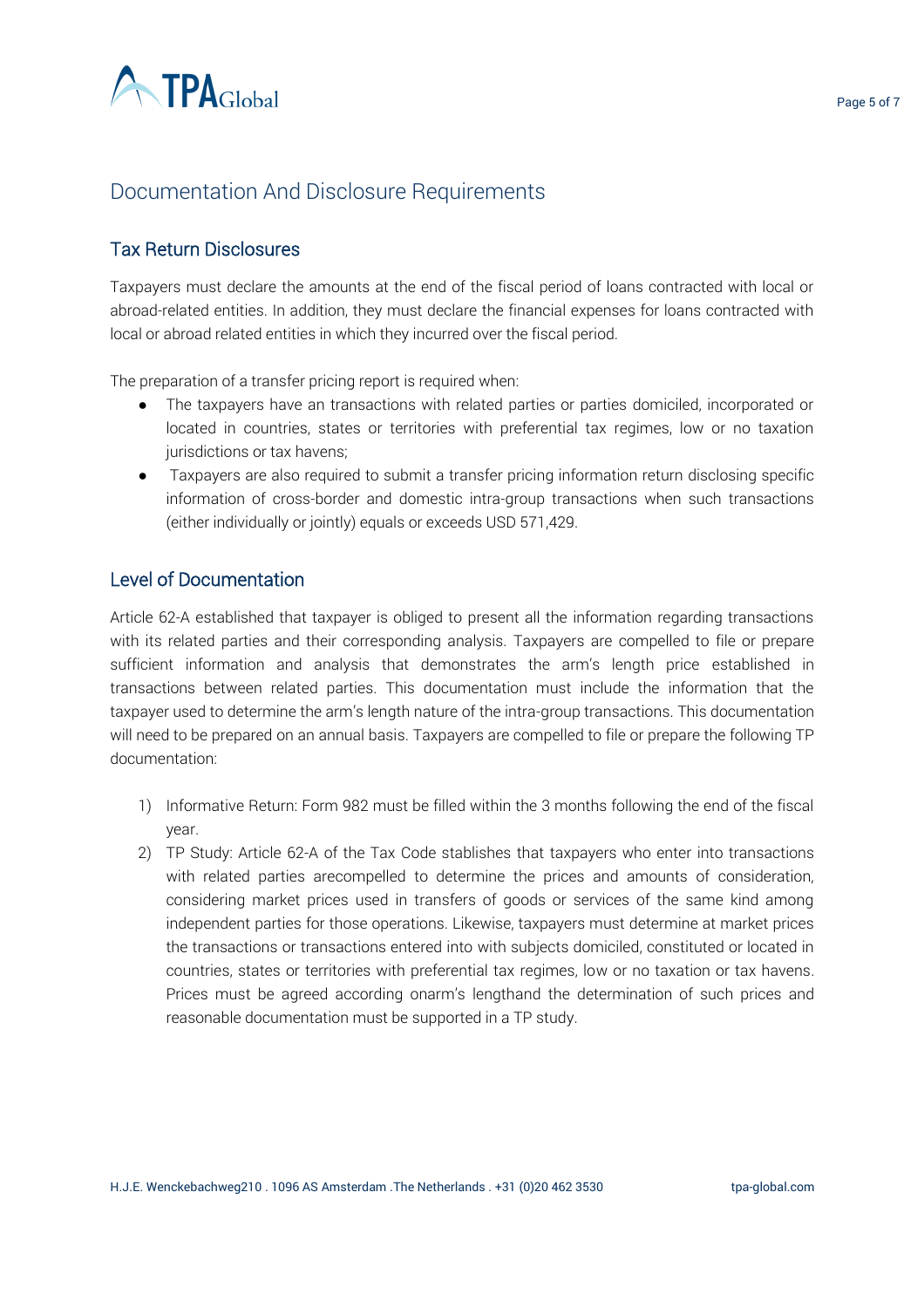## Documentation And Disclosure Requirements

### Tax Return Disclosures

Taxpayers must declare the amounts at the end of the fiscal period of loans contracted with local or abroad-related entities. In addition, they must declare the financial expenses for loans contracted with local or abroad related entities in which they incurred over the fiscal period.

The preparation of a transfer pricing report is required when:

- The taxpayers have an transactions with related parties or parties domiciled, incorporated or located in countries, states or territories with preferential tax regimes, low or no taxation jurisdictions or tax havens;
- Taxpayers are also required to submit a transfer pricing information return disclosing specific information of cross-border and domestic intra-group transactions when such transactions (either individually or jointly) equals or exceeds USD 571,429.

### Level of Documentation

Article 62-A established that taxpayer is obliged to present all the information regarding transactions with its related parties and their corresponding analysis. Taxpayers are compelled to file or prepare sufficient information and analysis that demonstrates the arm's length price established in transactions between related parties. This documentation must include the information that the taxpayer used to determine the arm's length nature of the intra-group transactions. This documentation will need to be prepared on an annual basis. Taxpayers are compelled to file or prepare the following TP documentation:

1) Informative Return: Form 982 must be filled within the 3 months following the end of the fiscal year.
2) TP Study: Article 62-A of the Tax Code stablishes that taxpayers who enter into transactions with related parties arecompelled to determine the prices and amounts of consideration, considering market prices used in transfers of goods or services of the same kind among independent parties for those operations. Likewise, taxpayers must determine at market prices the transactions or transactions entered into with subjects domiciled, constituted or located in countries, states or territories with preferential tax regimes, low or no taxation or tax havens. Prices must be agreed according onarm's lengthand the determination of such prices and reasonable documentation must be supported in a TP study.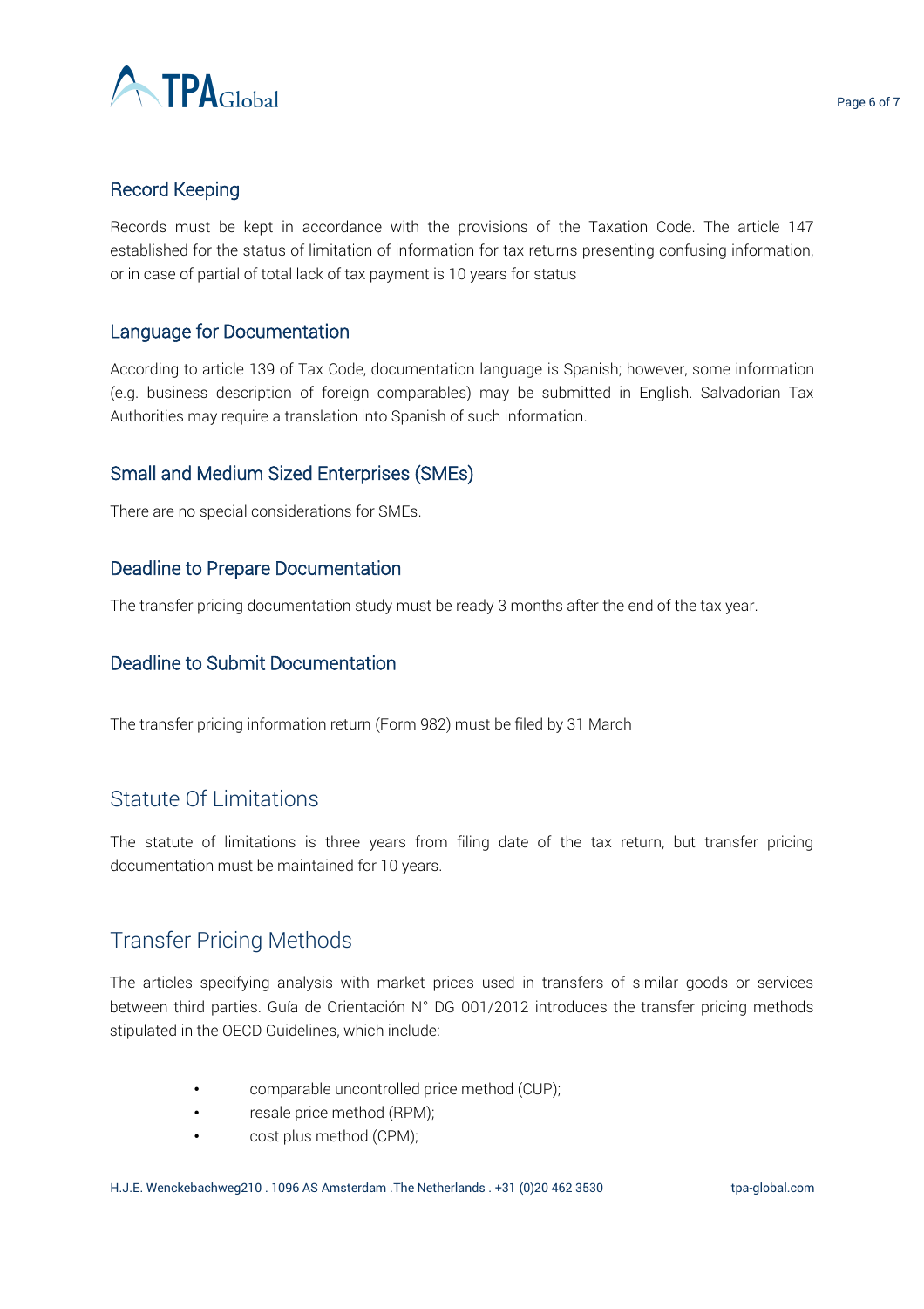### Record Keeping

Records must be kept in accordance with the provisions of the Taxation Code. The article 147 established for the status of limitation of information for tax returns presenting confusing information, or in case of partial of total lack of tax payment is 10 years for status

### Language for Documentation

According to article 139 of Tax Code, documentation language is Spanish; however, some information (e.g. business description of foreign comparables) may be submitted in English. Salvadorian Tax Authorities may require a translation into Spanish of such information.

### Small and Medium Sized Enterprises (SMEs)

There are no special considerations for SMEs.

### Deadline to Prepare Documentation

The transfer pricing documentation study must be ready 3 months after the end of the tax year.

### Deadline to Submit Documentation

The transfer pricing information return (Form 982) must be filed by 31 March

## Statute Of Limitations

The statute of limitations is three years from filing date of the tax return, but transfer pricing documentation must be maintained for 10 years.

## Transfer Pricing Methods

The articles specifying analysis with market prices used in transfers of similar goods or services between third parties. Guía de Orientación N° DG 001/2012 introduces the transfer pricing methods stipulated in the OECD Guidelines, which include:

- comparable uncontrolled price method (CUP);
- resale price method (RPM);
- cost plus method (CPM);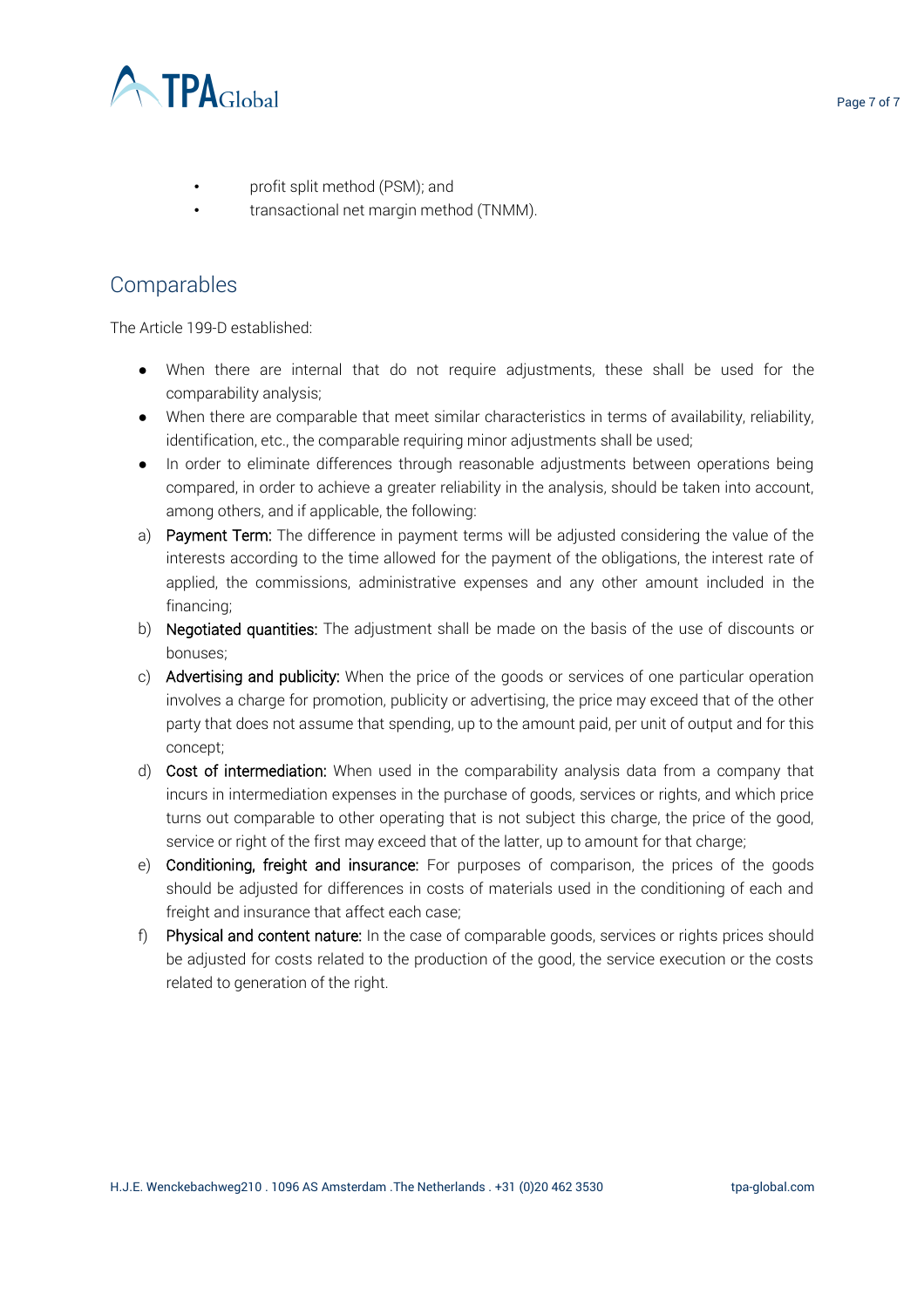- profit split method (PSM); and
- transactional net margin method (TNMM).

## Comparables

The Article 199-D established:

- When there are internal that do not require adjustments, these shall be used for the comparability analysis;
- When there are comparable that meet similar characteristics in terms of availability, reliability, identification, etc., the comparable requiring minor adjustments shall be used;
- In order to eliminate differences through reasonable adjustments between operations being compared, in order to achieve a greater reliability in the analysis, should be taken into account, among others, and if applicable, the following:

a) **Payment Term:** The difference in payment terms will be adjusted considering the value of the interests according to the time allowed for the payment of the obligations, the interest rate of applied, the commissions, administrative expenses and any other amount included in the financing;

b) **Negotiated quantities:** The adjustment shall be made on the basis of the use of discounts or bonuses;

c) **Advertising and publicity:** When the price of the goods or services of one particular operation involves a charge for promotion, publicity or advertising, the price may exceed that of the other party that does not assume that spending, up to the amount paid, per unit of output and for this concept;

d) **Cost of intermediation:** When used in the comparability analysis data from a company that incurs in intermediation expenses in the purchase of goods, services or rights, and which price turns out comparable to other operating that is not subject this charge, the price of the good, service or right of the first may exceed that of the latter, up to amount for that charge;

e) **Conditioning, freight and insurance:** For purposes of comparison, the prices of the goods should be adjusted for differences in costs of materials used in the conditioning of each and freight and insurance that affect each case;

f) **Physical and content nature:** In the case of comparable goods, services or rights prices should be adjusted for costs related to the production of the good, the service execution or the costs related to generation of the right.